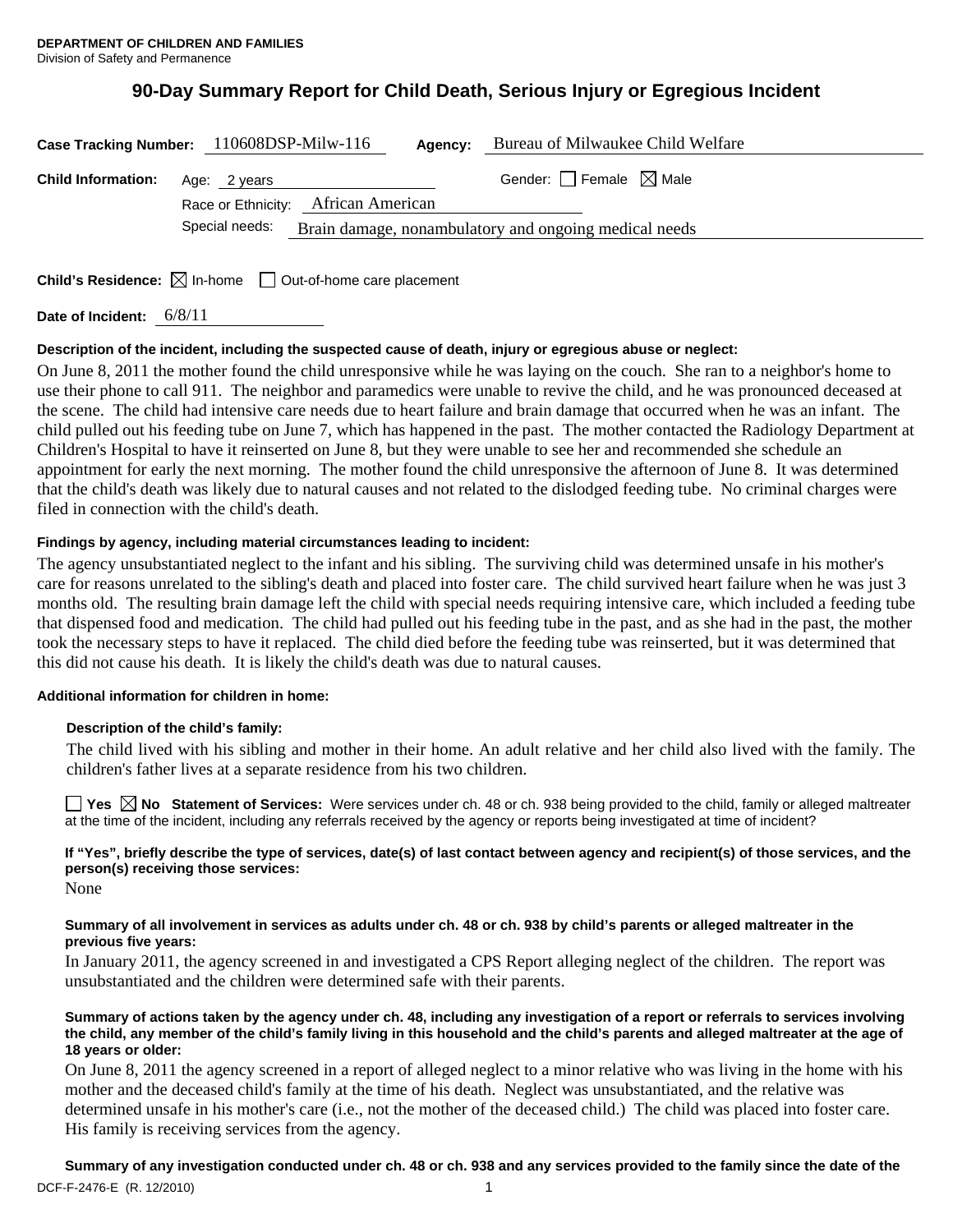**DEPARTMENT OF CHILDREN AND FAMILIES**
Division of Safety and Permanence

# 90-Day Summary Report for Child Death, Serious Injury or Egregious Incident

**Case Tracking Number:** 110608DSP-Milw-116 **Agency:** Bureau of Milwaukee Child Welfare

**Child Information:** Age: 2 years Gender: ☐ Female ☒ Male

Race or Ethnicity: African American

Special needs: Brain damage, nonambulatory and ongoing medical needs

**Child's Residence:** ☒ In-home ☐ Out-of-home care placement

**Date of Incident:** 6/8/11

**Description of the incident, including the suspected cause of death, injury or egregious abuse or neglect:**

On June 8, 2011 the mother found the child unresponsive while he was laying on the couch. She ran to a neighbor's home to use their phone to call 911. The neighbor and paramedics were unable to revive the child, and he was pronounced deceased at the scene. The child had intensive care needs due to heart failure and brain damage that occurred when he was an infant. The child pulled out his feeding tube on June 7, which has happened in the past. The mother contacted the Radiology Department at Children's Hospital to have it reinserted on June 8, but they were unable to see her and recommended she schedule an appointment for early the next morning. The mother found the child unresponsive the afternoon of June 8. It was determined that the child's death was likely due to natural causes and not related to the dislodged feeding tube. No criminal charges were filed in connection with the child's death.

**Findings by agency, including material circumstances leading to incident:**

The agency unsubstantiated neglect to the infant and his sibling. The surviving child was determined unsafe in his mother's care for reasons unrelated to the sibling's death and placed into foster care. The child survived heart failure when he was just 3 months old. The resulting brain damage left the child with special needs requiring intensive care, which included a feeding tube that dispensed food and medication. The child had pulled out his feeding tube in the past, and as she had in the past, the mother took the necessary steps to have it replaced. The child died before the feeding tube was reinserted, but it was determined that this did not cause his death. It is likely the child's death was due to natural causes.

**Additional information for children in home:**

**Description of the child's family:**

The child lived with his sibling and mother in their home. An adult relative and her child also lived with the family. The children's father lives at a separate residence from his two children.

☐ **Yes** ☒ **No** **Statement of Services:** Were services under ch. 48 or ch. 938 being provided to the child, family or alleged maltreater at the time of the incident, including any referrals received by the agency or reports being investigated at time of incident?

**If "Yes", briefly describe the type of services, date(s) of last contact between agency and recipient(s) of those services, and the person(s) receiving those services:**

None

**Summary of all involvement in services as adults under ch. 48 or ch. 938 by child's parents or alleged maltreater in the previous five years:**

In January 2011, the agency screened in and investigated a CPS Report alleging neglect of the children. The report was unsubstantiated and the children were determined safe with their parents.

**Summary of actions taken by the agency under ch. 48, including any investigation of a report or referrals to services involving the child, any member of the child's family living in this household and the child's parents and alleged maltreater at the age of 18 years or older:**

On June 8, 2011 the agency screened in a report of alleged neglect to a minor relative who was living in the home with his mother and the deceased child's family at the time of his death. Neglect was unsubstantiated, and the relative was determined unsafe in his mother's care (i.e., not the mother of the deceased child.) The child was placed into foster care. His family is receiving services from the agency.

**Summary of any investigation conducted under ch. 48 or ch. 938 and any services provided to the family since the date of the**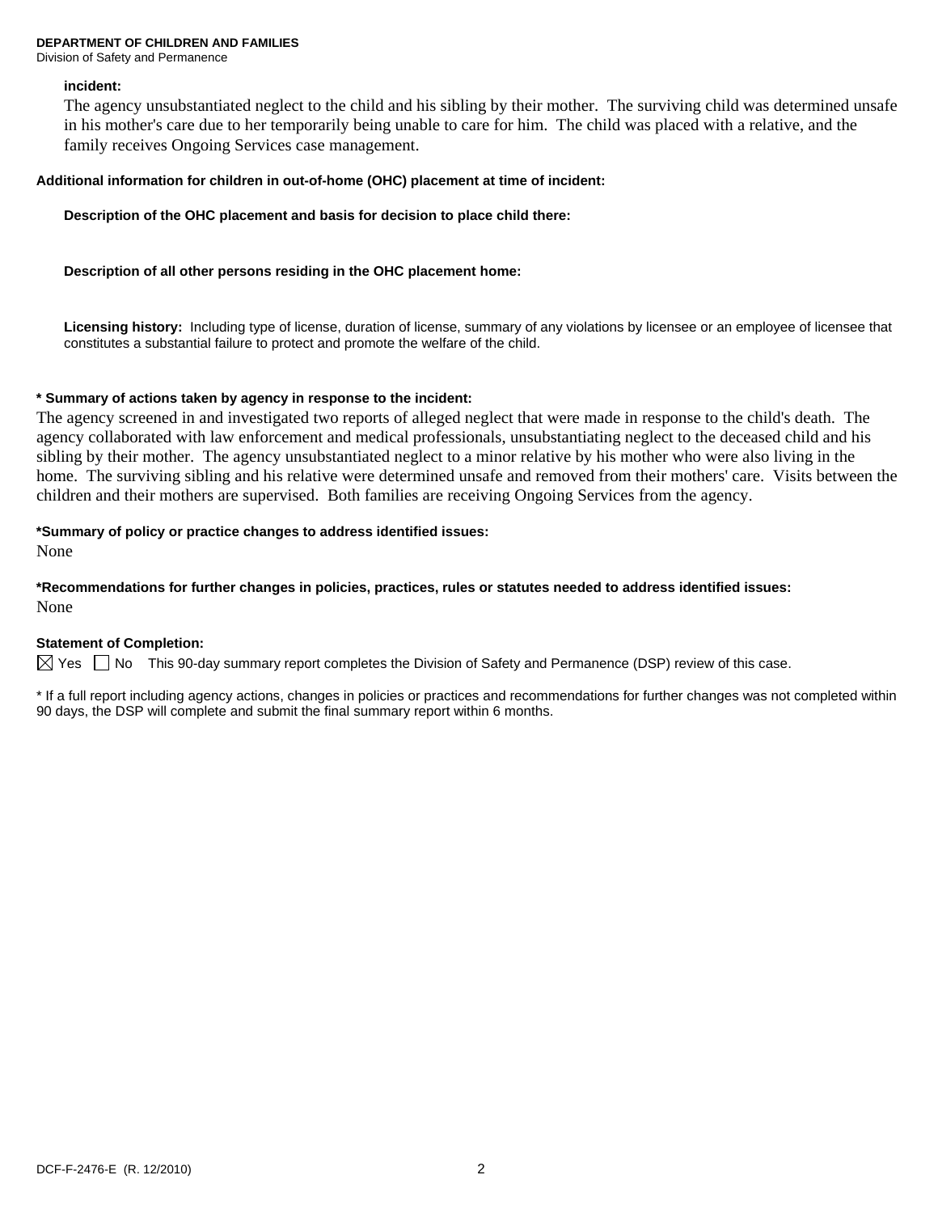**incident:**

The agency unsubstantiated neglect to the child and his sibling by their mother. The surviving child was determined unsafe in his mother's care due to her temporarily being unable to care for him. The child was placed with a relative, and the family receives Ongoing Services case management.

**Additional information for children in out-of-home (OHC) placement at time of incident:**

**Description of the OHC placement and basis for decision to place child there:**

**Description of all other persons residing in the OHC placement home:**

**Licensing history:** Including type of license, duration of license, summary of any violations by licensee or an employee of licensee that constitutes a substantial failure to protect and promote the welfare of the child.

**\* Summary of actions taken by agency in response to the incident:**

The agency screened in and investigated two reports of alleged neglect that were made in response to the child's death. The agency collaborated with law enforcement and medical professionals, unsubstantiating neglect to the deceased child and his sibling by their mother. The agency unsubstantiated neglect to a minor relative by his mother who were also living in the home. The surviving sibling and his relative were determined unsafe and removed from their mothers' care. Visits between the children and their mothers are supervised. Both families are receiving Ongoing Services from the agency.

**\*Summary of policy or practice changes to address identified issues:**

None

**\*Recommendations for further changes in policies, practices, rules or statutes needed to address identified issues:**

None

**Statement of Completion:**

☒ Yes ☐ No This 90-day summary report completes the Division of Safety and Permanence (DSP) review of this case.

\* If a full report including agency actions, changes in policies or practices and recommendations for further changes was not completed within 90 days, the DSP will complete and submit the final summary report within 6 months.